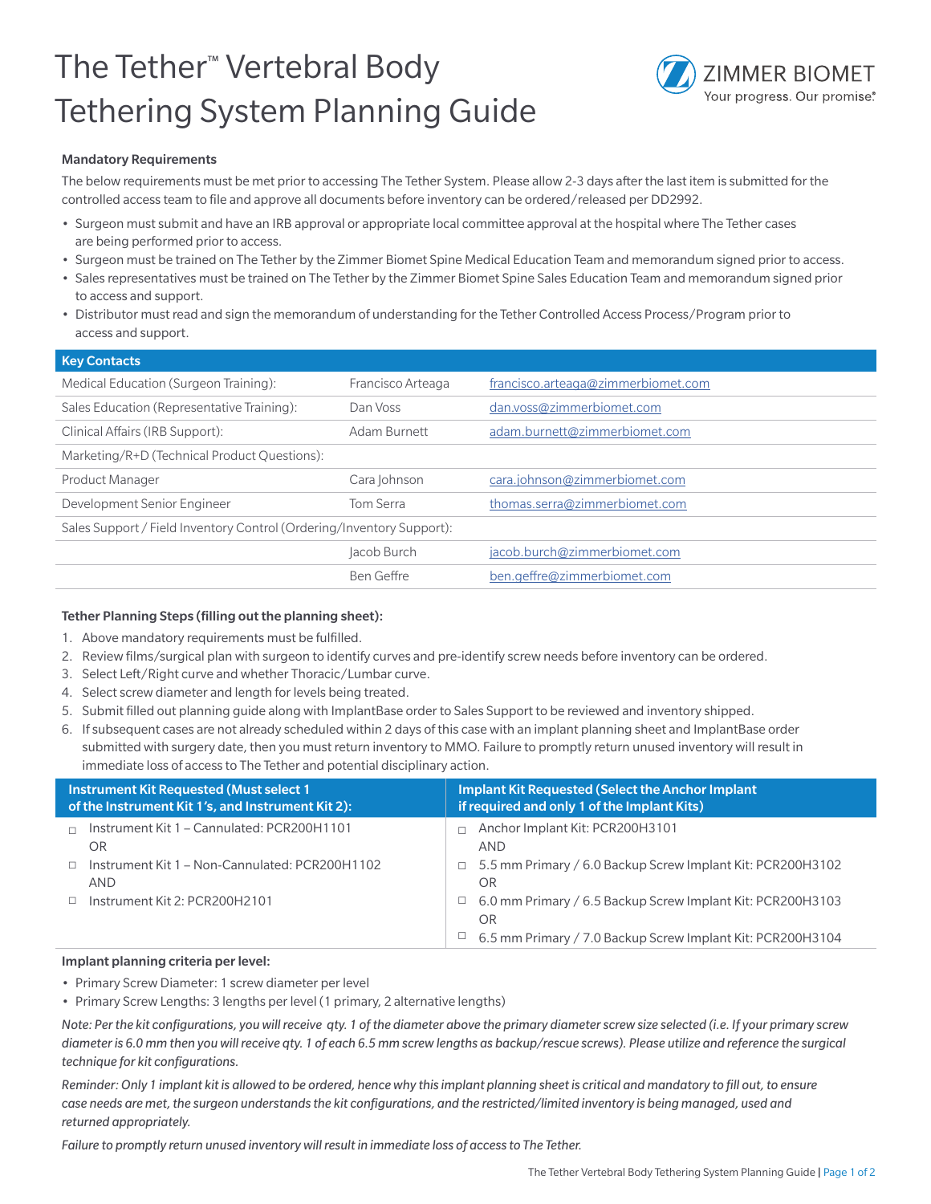# The Tether™ Vertebral Body Tethering System Planning Guide

ZIMMER BIOMET
Your progress. Our promise.®

**Mandatory Requirements**

The below requirements must be met prior to accessing The Tether System. Please allow 2-3 days after the last item is submitted for the controlled access team to file and approve all documents before inventory can be ordered/released per DD2992.

- Surgeon must submit and have an IRB approval or appropriate local committee approval at the hospital where The Tether cases are being performed prior to access.
- Surgeon must be trained on The Tether by the Zimmer Biomet Spine Medical Education Team and memorandum signed prior to access.
- Sales representatives must be trained on The Tether by the Zimmer Biomet Spine Sales Education Team and memorandum signed prior to access and support.
- Distributor must read and sign the memorandum of understanding for the Tether Controlled Access Process/Program prior to access and support.

| Key Contacts | | |
|---|---|---|
| Medical Education (Surgeon Training): | Francisco Arteaga | francisco.arteaga@zimmerbiomet.com |
| Sales Education (Representative Training): | Dan Voss | dan.voss@zimmerbiomet.com |
| Clinical Affairs (IRB Support): | Adam Burnett | adam.burnett@zimmerbiomet.com |
| Marketing/R+D (Technical Product Questions): | | |
| Product Manager | Cara Johnson | cara.johnson@zimmerbiomet.com |
| Development Senior Engineer | Tom Serra | thomas.serra@zimmerbiomet.com |
| Sales Support / Field Inventory Control (Ordering/Inventory Support): | | |
| | Jacob Burch | jacob.burch@zimmerbiomet.com |
| | Ben Geffre | ben.geffre@zimmerbiomet.com |

**Tether Planning Steps (filling out the planning sheet):**

1. Above mandatory requirements must be fulfilled.
2. Review films/surgical plan with surgeon to identify curves and pre-identify screw needs before inventory can be ordered.
3. Select Left/Right curve and whether Thoracic/Lumbar curve.
4. Select screw diameter and length for levels being treated.
5. Submit filled out planning guide along with ImplantBase order to Sales Support to be reviewed and inventory shipped.
6. If subsequent cases are not already scheduled within 2 days of this case with an implant planning sheet and ImplantBase order submitted with surgery date, then you must return inventory to MMO. Failure to promptly return unused inventory will result in immediate loss of access to The Tether and potential disciplinary action.

| Instrument Kit Requested (Must select 1 of the Instrument Kit 1's, and Instrument Kit 2): | Implant Kit Requested (Select the Anchor Implant if required and only 1 of the Implant Kits) |
|---|---|
| ☐ Instrument Kit 1 – Cannulated: PCR200H1101<br>OR<br>☐ Instrument Kit 1 – Non-Cannulated: PCR200H1102<br>AND<br>☐ Instrument Kit 2: PCR200H2101 | ☐ Anchor Implant Kit: PCR200H3101<br>AND<br>☐ 5.5 mm Primary / 6.0 Backup Screw Implant Kit: PCR200H3102<br>OR<br>☐ 6.0 mm Primary / 6.5 Backup Screw Implant Kit: PCR200H3103<br>OR<br>☐ 6.5 mm Primary / 7.0 Backup Screw Implant Kit: PCR200H3104 |

**Implant planning criteria per level:**

- Primary Screw Diameter: 1 screw diameter per level
- Primary Screw Lengths: 3 lengths per level (1 primary, 2 alternative lengths)

*Note: Per the kit configurations, you will receive qty. 1 of the diameter above the primary diameter screw size selected (i.e. If your primary screw diameter is 6.0 mm then you will receive qty. 1 of each 6.5 mm screw lengths as backup/rescue screws). Please utilize and reference the surgical technique for kit configurations.*

*Reminder: Only 1 implant kit is allowed to be ordered, hence why this implant planning sheet is critical and mandatory to fill out, to ensure case needs are met, the surgeon understands the kit configurations, and the restricted/limited inventory is being managed, used and returned appropriately.*

*Failure to promptly return unused inventory will result in immediate loss of access to The Tether.*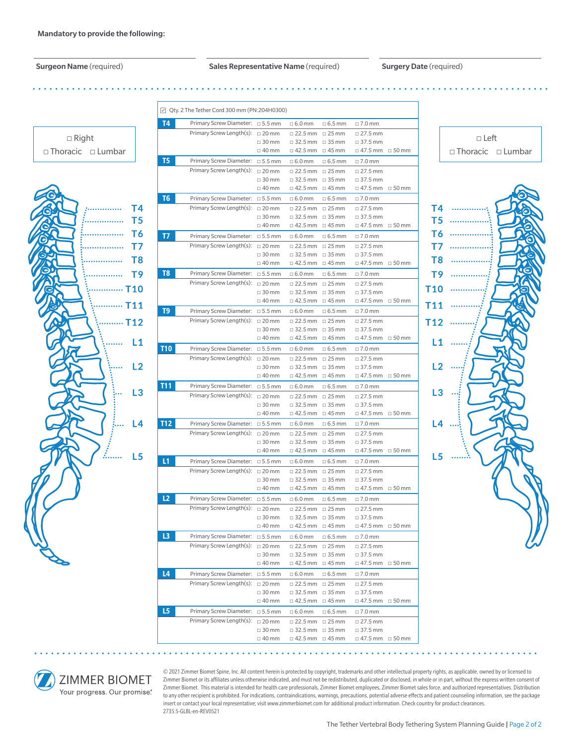**Mandatory to provide the following:**

**Surgeon Name** (required)

**Sales Representative Name** (required)

**Surgery Date** (required)

□ Right
□ Thoracic □ Lumbar

□ Left
□ Thoracic □ Lumbar

☑ Qty. 2 The Tether Cord 300 mm (PN:204H0300)

| Level | | | | | | |
|---|---|---|---|---|---|---|
| **T4** | Primary Screw Diameter: | □ 5.5 mm | □ 6.0 mm | □ 6.5 mm | □ 7.0 mm | |
| | Primary Screw Length(s): | □ 20 mm | □ 22.5 mm | □ 25 mm | □ 27.5 mm | |
| | | □ 30 mm | □ 32.5 mm | □ 35 mm | □ 37.5 mm | |
| | | □ 40 mm | □ 42.5 mm | □ 45 mm | □ 47.5 mm | □ 50 mm |
| **T5** | Primary Screw Diameter: | □ 5.5 mm | □ 6.0 mm | □ 6.5 mm | □ 7.0 mm | |
| | Primary Screw Length(s): | □ 20 mm | □ 22.5 mm | □ 25 mm | □ 27.5 mm | |
| | | □ 30 mm | □ 32.5 mm | □ 35 mm | □ 37.5 mm | |
| | | □ 40 mm | □ 42.5 mm | □ 45 mm | □ 47.5 mm | □ 50 mm |
| **T6** | Primary Screw Diameter: | □ 5.5 mm | □ 6.0 mm | □ 6.5 mm | □ 7.0 mm | |
| | Primary Screw Length(s): | □ 20 mm | □ 22.5 mm | □ 25 mm | □ 27.5 mm | |
| | | □ 30 mm | □ 32.5 mm | □ 35 mm | □ 37.5 mm | |
| | | □ 40 mm | □ 42.5 mm | □ 45 mm | □ 47.5 mm | □ 50 mm |
| **T7** | Primary Screw Diameter: | □ 5.5 mm | □ 6.0 mm | □ 6.5 mm | □ 7.0 mm | |
| | Primary Screw Length(s): | □ 20 mm | □ 22.5 mm | □ 25 mm | □ 27.5 mm | |
| | | □ 30 mm | □ 32.5 mm | □ 35 mm | □ 37.5 mm | |
| | | □ 40 mm | □ 42.5 mm | □ 45 mm | □ 47.5 mm | □ 50 mm |
| **T8** | Primary Screw Diameter: | □ 5.5 mm | □ 6.0 mm | □ 6.5 mm | □ 7.0 mm | |
| | Primary Screw Length(s): | □ 20 mm | □ 22.5 mm | □ 25 mm | □ 27.5 mm | |
| | | □ 30 mm | □ 32.5 mm | □ 35 mm | □ 37.5 mm | |
| | | □ 40 mm | □ 42.5 mm | □ 45 mm | □ 47.5 mm | □ 50 mm |
| **T9** | Primary Screw Diameter: | □ 5.5 mm | □ 6.0 mm | □ 6.5 mm | □ 7.0 mm | |
| | Primary Screw Length(s): | □ 20 mm | □ 22.5 mm | □ 25 mm | □ 27.5 mm | |
| | | □ 30 mm | □ 32.5 mm | □ 35 mm | □ 37.5 mm | |
| | | □ 40 mm | □ 42.5 mm | □ 45 mm | □ 47.5 mm | □ 50 mm |
| **T10** | Primary Screw Diameter: | □ 5.5 mm | □ 6.0 mm | □ 6.5 mm | □ 7.0 mm | |
| | Primary Screw Length(s): | □ 20 mm | □ 22.5 mm | □ 25 mm | □ 27.5 mm | |
| | | □ 30 mm | □ 32.5 mm | □ 35 mm | □ 37.5 mm | |
| | | □ 40 mm | □ 42.5 mm | □ 45 mm | □ 47.5 mm | □ 50 mm |
| **T11** | Primary Screw Diameter: | □ 5.5 mm | □ 6.0 mm | □ 6.5 mm | □ 7.0 mm | |
| | Primary Screw Length(s): | □ 20 mm | □ 22.5 mm | □ 25 mm | □ 27.5 mm | |
| | | □ 30 mm | □ 32.5 mm | □ 35 mm | □ 37.5 mm | |
| | | □ 40 mm | □ 42.5 mm | □ 45 mm | □ 47.5 mm | □ 50 mm |
| **T12** | Primary Screw Diameter: | □ 5.5 mm | □ 6.0 mm | □ 6.5 mm | □ 7.0 mm | |
| | Primary Screw Length(s): | □ 20 mm | □ 22.5 mm | □ 25 mm | □ 27.5 mm | |
| | | □ 30 mm | □ 32.5 mm | □ 35 mm | □ 37.5 mm | |
| | | □ 40 mm | □ 42.5 mm | □ 45 mm | □ 47.5 mm | □ 50 mm |
| **L1** | Primary Screw Diameter: | □ 5.5 mm | □ 6.0 mm | □ 6.5 mm | □ 7.0 mm | |
| | Primary Screw Length(s): | □ 20 mm | □ 22.5 mm | □ 25 mm | □ 27.5 mm | |
| | | □ 30 mm | □ 32.5 mm | □ 35 mm | □ 37.5 mm | |
| | | □ 40 mm | □ 42.5 mm | □ 45 mm | □ 47.5 mm | □ 50 mm |
| **L2** | Primary Screw Diameter: | □ 5.5 mm | □ 6.0 mm | □ 6.5 mm | □ 7.0 mm | |
| | Primary Screw Length(s): | □ 20 mm | □ 22.5 mm | □ 25 mm | □ 27.5 mm | |
| | | □ 30 mm | □ 32.5 mm | □ 35 mm | □ 37.5 mm | |
| | | □ 40 mm | □ 42.5 mm | □ 45 mm | □ 47.5 mm | □ 50 mm |
| **L3** | Primary Screw Diameter: | □ 5.5 mm | □ 6.0 mm | □ 6.5 mm | □ 7.0 mm | |
| | Primary Screw Length(s): | □ 20 mm | □ 22.5 mm | □ 25 mm | □ 27.5 mm | |
| | | □ 30 mm | □ 32.5 mm | □ 35 mm | □ 37.5 mm | |
| | | □ 40 mm | □ 42.5 mm | □ 45 mm | □ 47.5 mm | □ 50 mm |
| **L4** | Primary Screw Diameter: | □ 5.5 mm | □ 6.0 mm | □ 6.5 mm | □ 7.0 mm | |
| | Primary Screw Length(s): | □ 20 mm | □ 22.5 mm | □ 25 mm | □ 27.5 mm | |
| | | □ 30 mm | □ 32.5 mm | □ 35 mm | □ 37.5 mm | |
| | | □ 40 mm | □ 42.5 mm | □ 45 mm | □ 47.5 mm | □ 50 mm |
| **L5** | Primary Screw Diameter: | □ 5.5 mm | □ 6.0 mm | □ 6.5 mm | □ 7.0 mm | |
| | Primary Screw Length(s): | □ 20 mm | □ 22.5 mm | □ 25 mm | □ 27.5 mm | |
| | | □ 30 mm | □ 32.5 mm | □ 35 mm | □ 37.5 mm | |
| | | □ 40 mm | □ 42.5 mm | □ 45 mm | □ 47.5 mm | □ 50 mm |

T4
T5
T6
T7
T8
T9
T10
T11
T12
L1
L2
L3
L4
L5

ZIMMER BIOMET
Your progress. Our promise.®

© 2021 Zimmer Biomet Spine, Inc. All content herein is protected by copyright, trademarks and other intellectual property rights, as applicable, owned by or licensed to Zimmer Biomet or its affiliates unless otherwise indicated, and must not be redistributed, duplicated or disclosed, in whole or in part, without the express written consent of Zimmer Biomet. This material is intended for health care professionals, Zimmer Biomet employees, Zimmer Biomet sales force, and authorized representatives. Distribution to any other recipient is prohibited. For indications, contraindications, warnings, precautions, potential adverse effects and patient counseling information, see the package insert or contact your local representative; visit www.zimmerbiomet.com for additional product information. Check country for product clearances.
2735.5-GLBL-en-REV0521